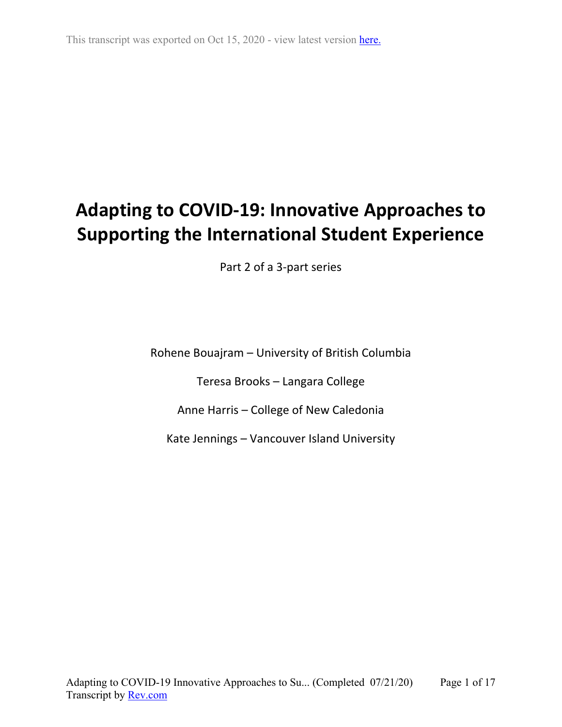This transcript was exported on Oct 15, 2020 - view latest version here.

# Adapting to COVID-19: Innovative Approaches to Supporting the International Student Experience

Part 2 of a 3-part series

Rohene Bouajram – University of British Columbia

Teresa Brooks – Langara College

Anne Harris – College of New Caledonia

Kate Jennings – Vancouver Island University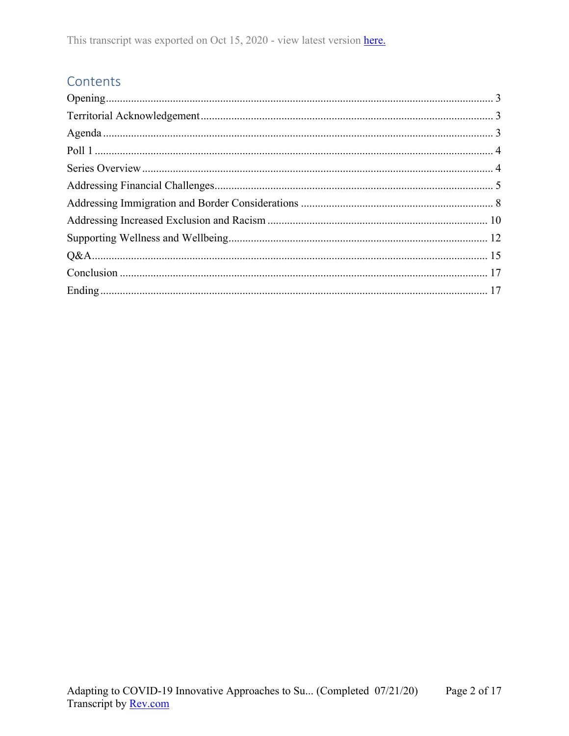This transcript was exported on Oct 15, 2020 - view latest version here.

## Contents

Opening ........................................................................................................................ 3
Territorial Acknowledgement ...................................................................................... 3
Agenda ......................................................................................................................... 3
Poll 1 ............................................................................................................................ 4
Series Overview ........................................................................................................... 4
Addressing Financial Challenges ................................................................................. 5
Addressing Immigration and Border Considerations .................................................... 8
Addressing Increased Exclusion and Racism ............................................................. 10
Supporting Wellness and Wellbeing ........................................................................... 12
Q&A ............................................................................................................................ 15
Conclusion .................................................................................................................. 17
Ending ......................................................................................................................... 17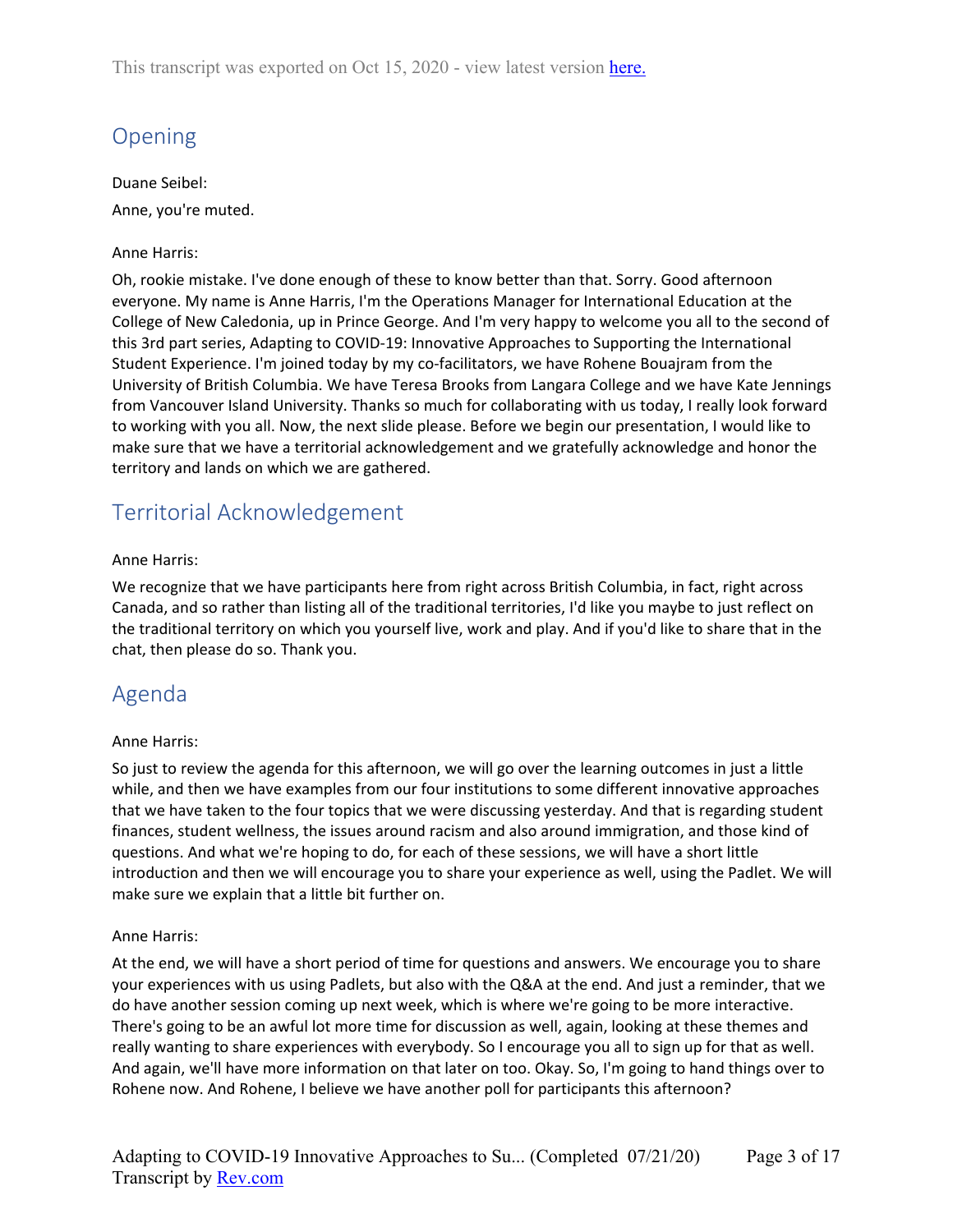## Opening

Duane Seibel:

Anne, you're muted.

Anne Harris:

Oh, rookie mistake. I've done enough of these to know better than that. Sorry. Good afternoon everyone. My name is Anne Harris, I'm the Operations Manager for International Education at the College of New Caledonia, up in Prince George. And I'm very happy to welcome you all to the second of this 3rd part series, Adapting to COVID-19: Innovative Approaches to Supporting the International Student Experience. I'm joined today by my co-facilitators, we have Rohene Bouajram from the University of British Columbia. We have Teresa Brooks from Langara College and we have Kate Jennings from Vancouver Island University. Thanks so much for collaborating with us today, I really look forward to working with you all. Now, the next slide please. Before we begin our presentation, I would like to make sure that we have a territorial acknowledgement and we gratefully acknowledge and honor the territory and lands on which we are gathered.

## Territorial Acknowledgement

Anne Harris:

We recognize that we have participants here from right across British Columbia, in fact, right across Canada, and so rather than listing all of the traditional territories, I'd like you maybe to just reflect on the traditional territory on which you yourself live, work and play. And if you'd like to share that in the chat, then please do so. Thank you.

## Agenda

Anne Harris:

So just to review the agenda for this afternoon, we will go over the learning outcomes in just a little while, and then we have examples from our four institutions to some different innovative approaches that we have taken to the four topics that we were discussing yesterday. And that is regarding student finances, student wellness, the issues around racism and also around immigration, and those kind of questions. And what we're hoping to do, for each of these sessions, we will have a short little introduction and then we will encourage you to share your experience as well, using the Padlet. We will make sure we explain that a little bit further on.

Anne Harris:

At the end, we will have a short period of time for questions and answers. We encourage you to share your experiences with us using Padlets, but also with the Q&A at the end. And just a reminder, that we do have another session coming up next week, which is where we're going to be more interactive. There's going to be an awful lot more time for discussion as well, again, looking at these themes and really wanting to share experiences with everybody. So I encourage you all to sign up for that as well. And again, we'll have more information on that later on too. Okay. So, I'm going to hand things over to Rohene now. And Rohene, I believe we have another poll for participants this afternoon?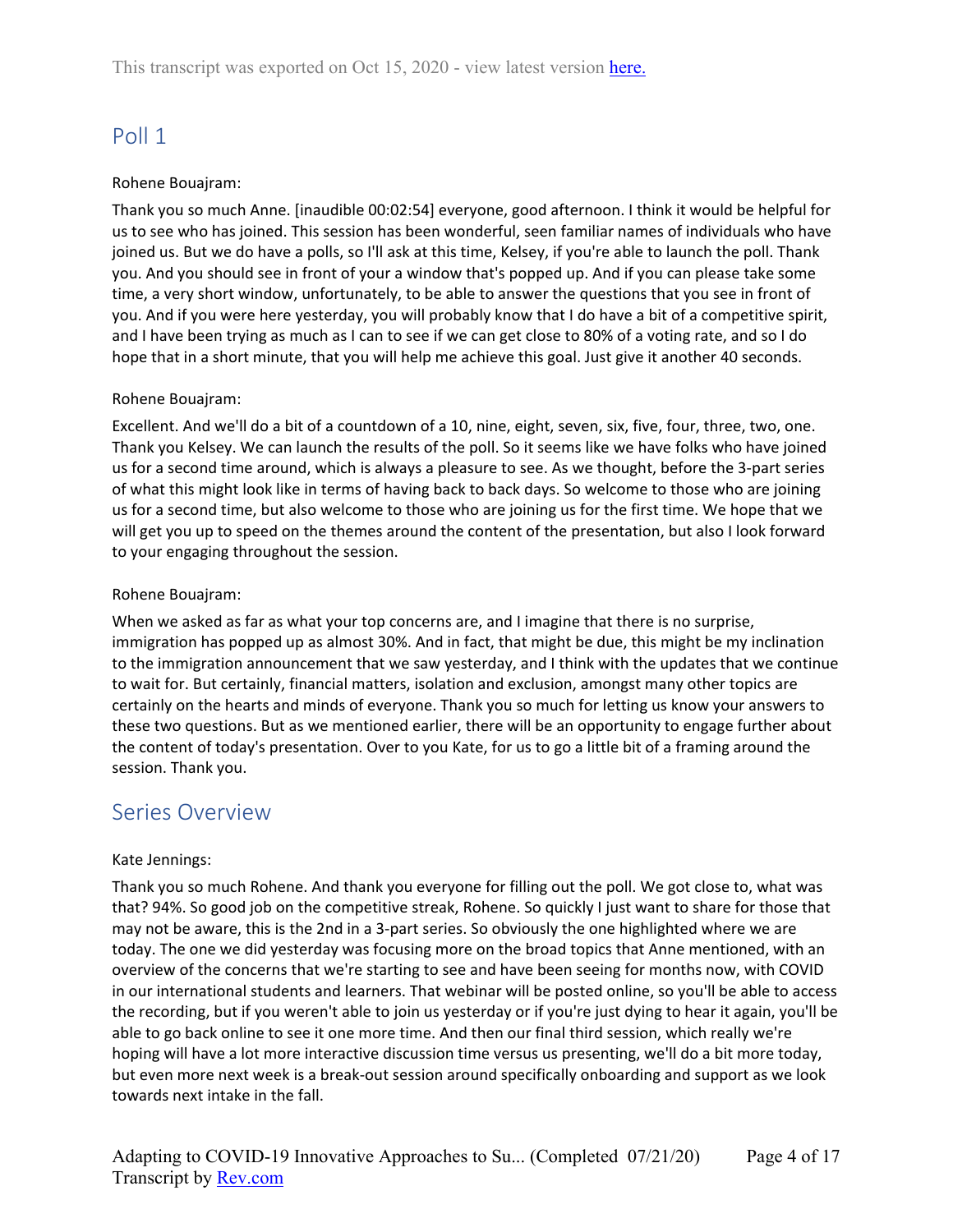## Poll 1

Rohene Bouajram:

Thank you so much Anne. [inaudible 00:02:54] everyone, good afternoon. I think it would be helpful for us to see who has joined. This session has been wonderful, seen familiar names of individuals who have joined us. But we do have a polls, so I'll ask at this time, Kelsey, if you're able to launch the poll. Thank you. And you should see in front of your a window that's popped up. And if you can please take some time, a very short window, unfortunately, to be able to answer the questions that you see in front of you. And if you were here yesterday, you will probably know that I do have a bit of a competitive spirit, and I have been trying as much as I can to see if we can get close to 80% of a voting rate, and so I do hope that in a short minute, that you will help me achieve this goal. Just give it another 40 seconds.

Rohene Bouajram:

Excellent. And we'll do a bit of a countdown of a 10, nine, eight, seven, six, five, four, three, two, one. Thank you Kelsey. We can launch the results of the poll. So it seems like we have folks who have joined us for a second time around, which is always a pleasure to see. As we thought, before the 3-part series of what this might look like in terms of having back to back days. So welcome to those who are joining us for a second time, but also welcome to those who are joining us for the first time. We hope that we will get you up to speed on the themes around the content of the presentation, but also I look forward to your engaging throughout the session.

Rohene Bouajram:

When we asked as far as what your top concerns are, and I imagine that there is no surprise, immigration has popped up as almost 30%. And in fact, that might be due, this might be my inclination to the immigration announcement that we saw yesterday, and I think with the updates that we continue to wait for. But certainly, financial matters, isolation and exclusion, amongst many other topics are certainly on the hearts and minds of everyone. Thank you so much for letting us know your answers to these two questions. But as we mentioned earlier, there will be an opportunity to engage further about the content of today's presentation. Over to you Kate, for us to go a little bit of a framing around the session. Thank you.

## Series Overview

Kate Jennings:

Thank you so much Rohene. And thank you everyone for filling out the poll. We got close to, what was that? 94%. So good job on the competitive streak, Rohene. So quickly I just want to share for those that may not be aware, this is the 2nd in a 3-part series. So obviously the one highlighted where we are today. The one we did yesterday was focusing more on the broad topics that Anne mentioned, with an overview of the concerns that we're starting to see and have been seeing for months now, with COVID in our international students and learners. That webinar will be posted online, so you'll be able to access the recording, but if you weren't able to join us yesterday or if you're just dying to hear it again, you'll be able to go back online to see it one more time. And then our final third session, which really we're hoping will have a lot more interactive discussion time versus us presenting, we'll do a bit more today, but even more next week is a break-out session around specifically onboarding and support as we look towards next intake in the fall.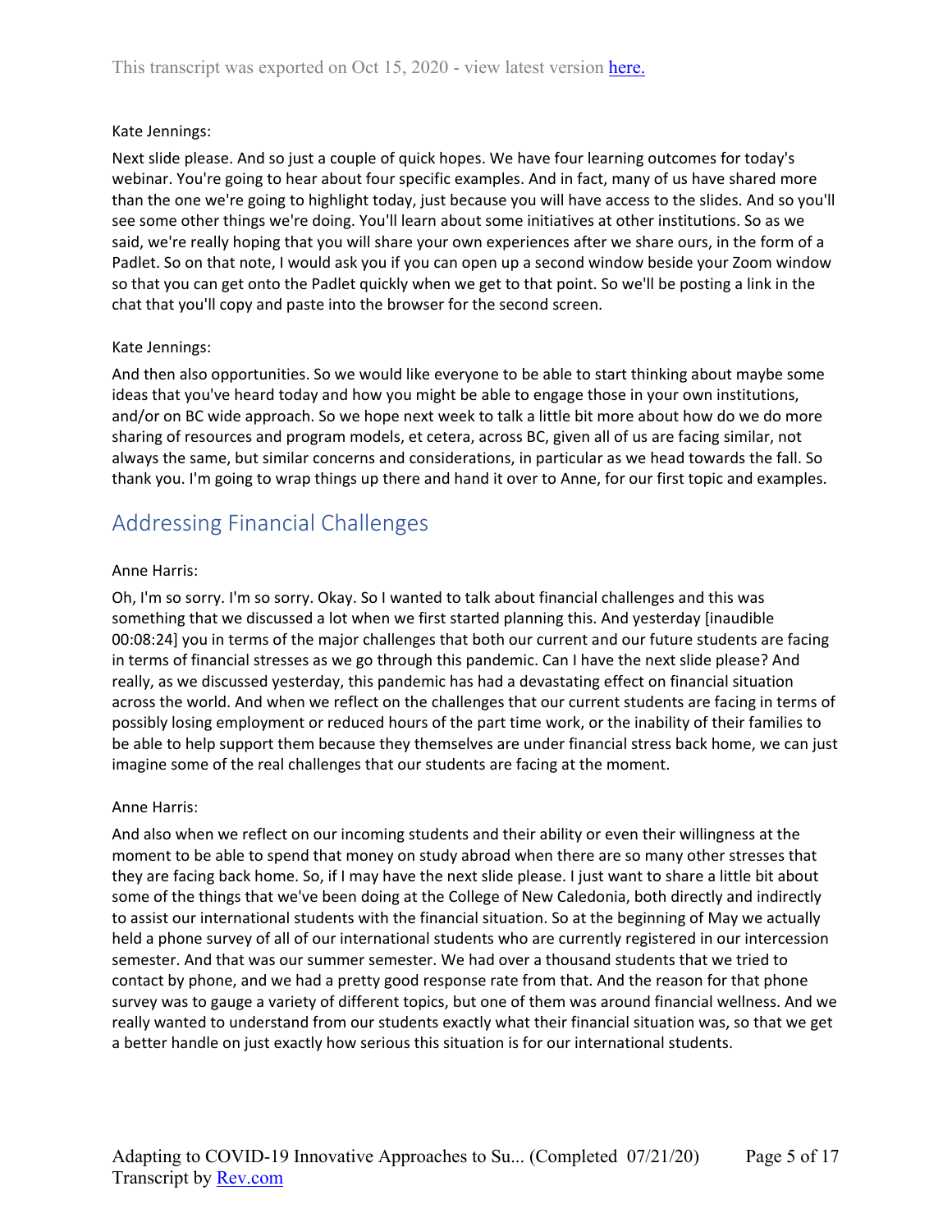Kate Jennings:

Next slide please. And so just a couple of quick hopes. We have four learning outcomes for today's webinar. You're going to hear about four specific examples. And in fact, many of us have shared more than the one we're going to highlight today, just because you will have access to the slides. And so you'll see some other things we're doing. You'll learn about some initiatives at other institutions. So as we said, we're really hoping that you will share your own experiences after we share ours, in the form of a Padlet. So on that note, I would ask you if you can open up a second window beside your Zoom window so that you can get onto the Padlet quickly when we get to that point. So we'll be posting a link in the chat that you'll copy and paste into the browser for the second screen.

Kate Jennings:

And then also opportunities. So we would like everyone to be able to start thinking about maybe some ideas that you've heard today and how you might be able to engage those in your own institutions, and/or on BC wide approach. So we hope next week to talk a little bit more about how do we do more sharing of resources and program models, et cetera, across BC, given all of us are facing similar, not always the same, but similar concerns and considerations, in particular as we head towards the fall. So thank you. I'm going to wrap things up there and hand it over to Anne, for our first topic and examples.

## Addressing Financial Challenges

Anne Harris:

Oh, I'm so sorry. I'm so sorry. Okay. So I wanted to talk about financial challenges and this was something that we discussed a lot when we first started planning this. And yesterday [inaudible 00:08:24] you in terms of the major challenges that both our current and our future students are facing in terms of financial stresses as we go through this pandemic. Can I have the next slide please? And really, as we discussed yesterday, this pandemic has had a devastating effect on financial situation across the world. And when we reflect on the challenges that our current students are facing in terms of possibly losing employment or reduced hours of the part time work, or the inability of their families to be able to help support them because they themselves are under financial stress back home, we can just imagine some of the real challenges that our students are facing at the moment.

Anne Harris:

And also when we reflect on our incoming students and their ability or even their willingness at the moment to be able to spend that money on study abroad when there are so many other stresses that they are facing back home. So, if I may have the next slide please. I just want to share a little bit about some of the things that we've been doing at the College of New Caledonia, both directly and indirectly to assist our international students with the financial situation. So at the beginning of May we actually held a phone survey of all of our international students who are currently registered in our intercession semester. And that was our summer semester. We had over a thousand students that we tried to contact by phone, and we had a pretty good response rate from that. And the reason for that phone survey was to gauge a variety of different topics, but one of them was around financial wellness. And we really wanted to understand from our students exactly what their financial situation was, so that we get a better handle on just exactly how serious this situation is for our international students.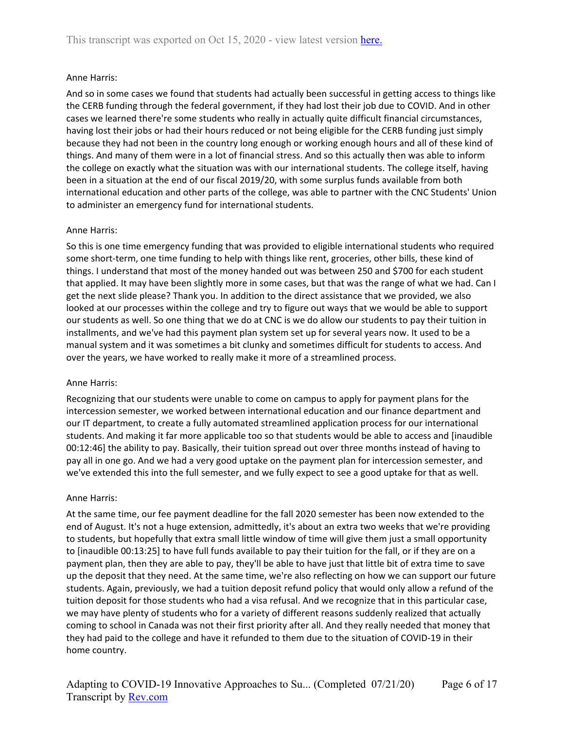Anne Harris:

And so in some cases we found that students had actually been successful in getting access to things like the CERB funding through the federal government, if they had lost their job due to COVID. And in other cases we learned there're some students who really in actually quite difficult financial circumstances, having lost their jobs or had their hours reduced or not being eligible for the CERB funding just simply because they had not been in the country long enough or working enough hours and all of these kind of things. And many of them were in a lot of financial stress. And so this actually then was able to inform the college on exactly what the situation was with our international students. The college itself, having been in a situation at the end of our fiscal 2019/20, with some surplus funds available from both international education and other parts of the college, was able to partner with the CNC Students' Union to administer an emergency fund for international students.

Anne Harris:

So this is one time emergency funding that was provided to eligible international students who required some short-term, one time funding to help with things like rent, groceries, other bills, these kind of things. I understand that most of the money handed out was between 250 and $700 for each student that applied. It may have been slightly more in some cases, but that was the range of what we had. Can I get the next slide please? Thank you. In addition to the direct assistance that we provided, we also looked at our processes within the college and try to figure out ways that we would be able to support our students as well. So one thing that we do at CNC is we do allow our students to pay their tuition in installments, and we've had this payment plan system set up for several years now. It used to be a manual system and it was sometimes a bit clunky and sometimes difficult for students to access. And over the years, we have worked to really make it more of a streamlined process.

Anne Harris:

Recognizing that our students were unable to come on campus to apply for payment plans for the intercession semester, we worked between international education and our finance department and our IT department, to create a fully automated streamlined application process for our international students. And making it far more applicable too so that students would be able to access and [inaudible 00:12:46] the ability to pay. Basically, their tuition spread out over three months instead of having to pay all in one go. And we had a very good uptake on the payment plan for intercession semester, and we've extended this into the full semester, and we fully expect to see a good uptake for that as well.

Anne Harris:

At the same time, our fee payment deadline for the fall 2020 semester has been now extended to the end of August. It's not a huge extension, admittedly, it's about an extra two weeks that we're providing to students, but hopefully that extra small little window of time will give them just a small opportunity to [inaudible 00:13:25] to have full funds available to pay their tuition for the fall, or if they are on a payment plan, then they are able to pay, they'll be able to have just that little bit of extra time to save up the deposit that they need. At the same time, we're also reflecting on how we can support our future students. Again, previously, we had a tuition deposit refund policy that would only allow a refund of the tuition deposit for those students who had a visa refusal. And we recognize that in this particular case, we may have plenty of students who for a variety of different reasons suddenly realized that actually coming to school in Canada was not their first priority after all. And they really needed that money that they had paid to the college and have it refunded to them due to the situation of COVID-19 in their home country.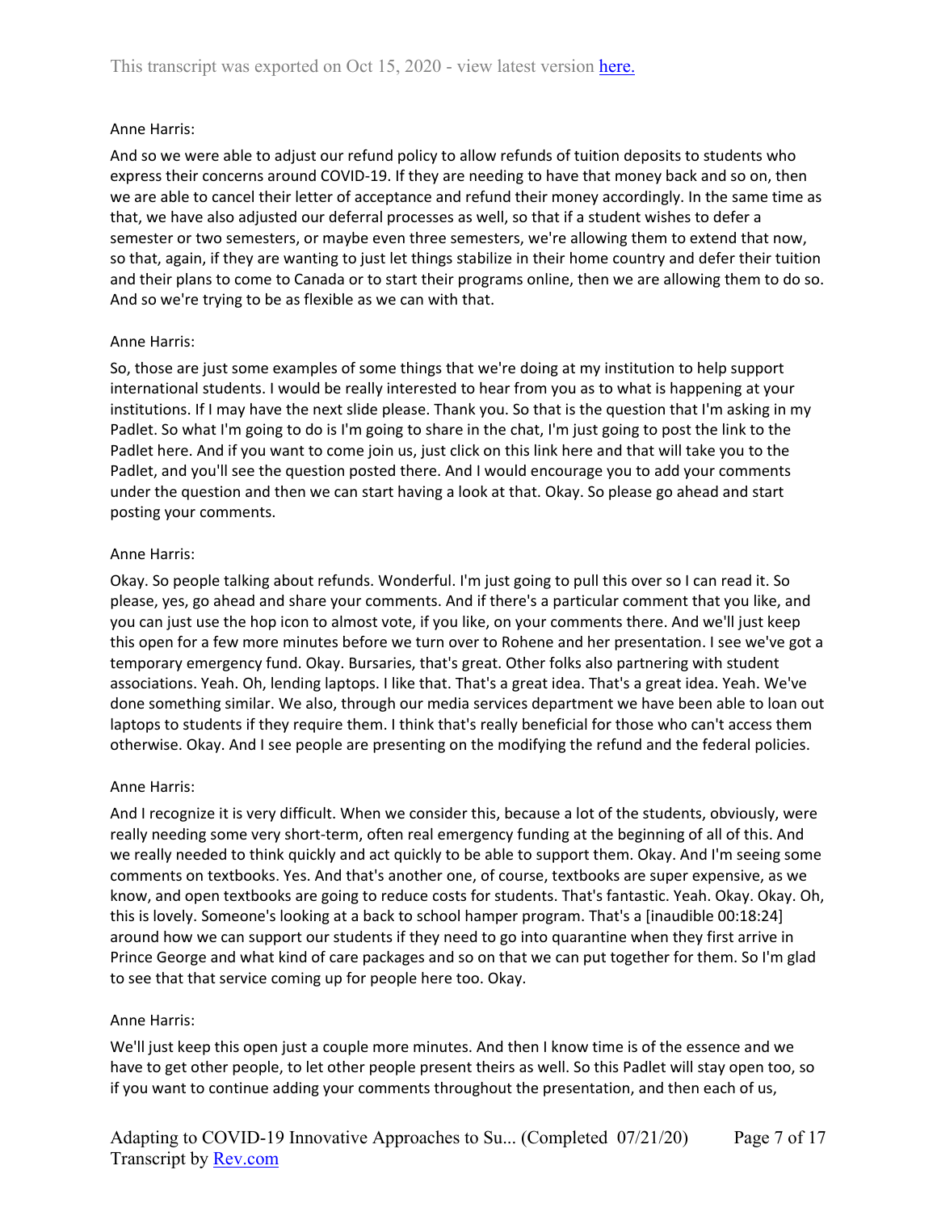Anne Harris:

And so we were able to adjust our refund policy to allow refunds of tuition deposits to students who express their concerns around COVID-19. If they are needing to have that money back and so on, then we are able to cancel their letter of acceptance and refund their money accordingly. In the same time as that, we have also adjusted our deferral processes as well, so that if a student wishes to defer a semester or two semesters, or maybe even three semesters, we're allowing them to extend that now, so that, again, if they are wanting to just let things stabilize in their home country and defer their tuition and their plans to come to Canada or to start their programs online, then we are allowing them to do so. And so we're trying to be as flexible as we can with that.

Anne Harris:

So, those are just some examples of some things that we're doing at my institution to help support international students. I would be really interested to hear from you as to what is happening at your institutions. If I may have the next slide please. Thank you. So that is the question that I'm asking in my Padlet. So what I'm going to do is I'm going to share in the chat, I'm just going to post the link to the Padlet here. And if you want to come join us, just click on this link here and that will take you to the Padlet, and you'll see the question posted there. And I would encourage you to add your comments under the question and then we can start having a look at that. Okay. So please go ahead and start posting your comments.

Anne Harris:

Okay. So people talking about refunds. Wonderful. I'm just going to pull this over so I can read it. So please, yes, go ahead and share your comments. And if there's a particular comment that you like, and you can just use the hop icon to almost vote, if you like, on your comments there. And we'll just keep this open for a few more minutes before we turn over to Rohene and her presentation. I see we've got a temporary emergency fund. Okay. Bursaries, that's great. Other folks also partnering with student associations. Yeah. Oh, lending laptops. I like that. That's a great idea. That's a great idea. Yeah. We've done something similar. We also, through our media services department we have been able to loan out laptops to students if they require them. I think that's really beneficial for those who can't access them otherwise. Okay. And I see people are presenting on the modifying the refund and the federal policies.

Anne Harris:

And I recognize it is very difficult. When we consider this, because a lot of the students, obviously, were really needing some very short-term, often real emergency funding at the beginning of all of this. And we really needed to think quickly and act quickly to be able to support them. Okay. And I'm seeing some comments on textbooks. Yes. And that's another one, of course, textbooks are super expensive, as we know, and open textbooks are going to reduce costs for students. That's fantastic. Yeah. Okay. Okay. Oh, this is lovely. Someone's looking at a back to school hamper program. That's a [inaudible 00:18:24] around how we can support our students if they need to go into quarantine when they first arrive in Prince George and what kind of care packages and so on that we can put together for them. So I'm glad to see that that service coming up for people here too. Okay.

Anne Harris:

We'll just keep this open just a couple more minutes. And then I know time is of the essence and we have to get other people, to let other people present theirs as well. So this Padlet will stay open too, so if you want to continue adding your comments throughout the presentation, and then each of us,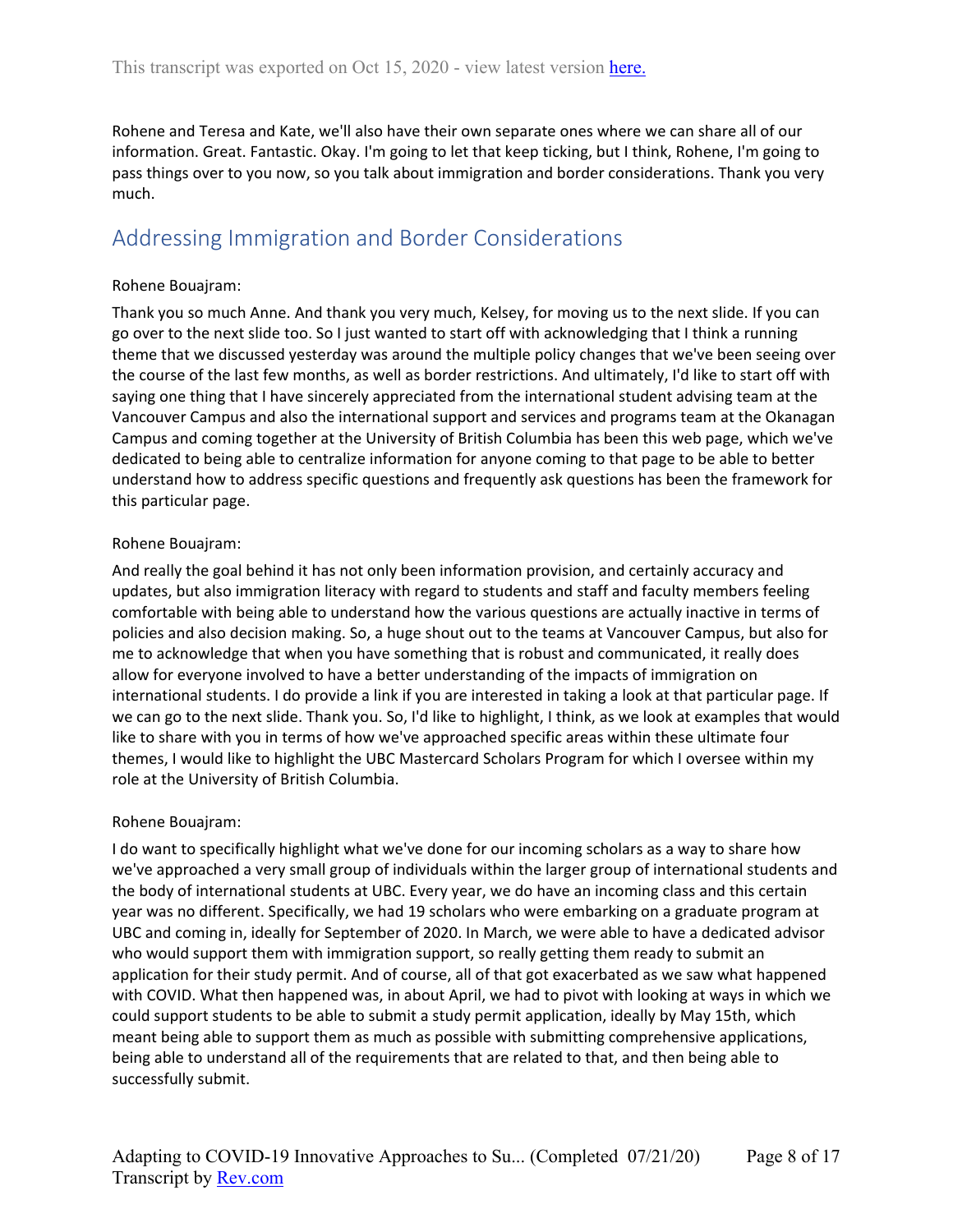Rohene and Teresa and Kate, we'll also have their own separate ones where we can share all of our information. Great. Fantastic. Okay. I'm going to let that keep ticking, but I think, Rohene, I'm going to pass things over to you now, so you talk about immigration and border considerations. Thank you very much.

## Addressing Immigration and Border Considerations

Rohene Bouajram:

Thank you so much Anne. And thank you very much, Kelsey, for moving us to the next slide. If you can go over to the next slide too. So I just wanted to start off with acknowledging that I think a running theme that we discussed yesterday was around the multiple policy changes that we've been seeing over the course of the last few months, as well as border restrictions. And ultimately, I'd like to start off with saying one thing that I have sincerely appreciated from the international student advising team at the Vancouver Campus and also the international support and services and programs team at the Okanagan Campus and coming together at the University of British Columbia has been this web page, which we've dedicated to being able to centralize information for anyone coming to that page to be able to better understand how to address specific questions and frequently ask questions has been the framework for this particular page.

Rohene Bouajram:

And really the goal behind it has not only been information provision, and certainly accuracy and updates, but also immigration literacy with regard to students and staff and faculty members feeling comfortable with being able to understand how the various questions are actually inactive in terms of policies and also decision making. So, a huge shout out to the teams at Vancouver Campus, but also for me to acknowledge that when you have something that is robust and communicated, it really does allow for everyone involved to have a better understanding of the impacts of immigration on international students. I do provide a link if you are interested in taking a look at that particular page. If we can go to the next slide. Thank you. So, I'd like to highlight, I think, as we look at examples that would like to share with you in terms of how we've approached specific areas within these ultimate four themes, I would like to highlight the UBC Mastercard Scholars Program for which I oversee within my role at the University of British Columbia.

Rohene Bouajram:

I do want to specifically highlight what we've done for our incoming scholars as a way to share how we've approached a very small group of individuals within the larger group of international students and the body of international students at UBC. Every year, we do have an incoming class and this certain year was no different. Specifically, we had 19 scholars who were embarking on a graduate program at UBC and coming in, ideally for September of 2020. In March, we were able to have a dedicated advisor who would support them with immigration support, so really getting them ready to submit an application for their study permit. And of course, all of that got exacerbated as we saw what happened with COVID. What then happened was, in about April, we had to pivot with looking at ways in which we could support students to be able to submit a study permit application, ideally by May 15th, which meant being able to support them as much as possible with submitting comprehensive applications, being able to understand all of the requirements that are related to that, and then being able to successfully submit.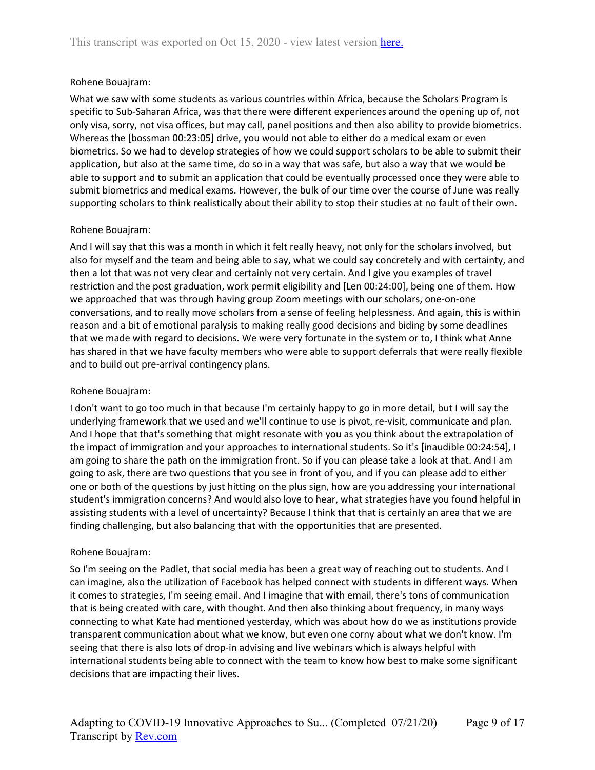Rohene Bouajram:

What we saw with some students as various countries within Africa, because the Scholars Program is specific to Sub-Saharan Africa, was that there were different experiences around the opening up of, not only visa, sorry, not visa offices, but may call, panel positions and then also ability to provide biometrics. Whereas the [bossman 00:23:05] drive, you would not able to either do a medical exam or even biometrics. So we had to develop strategies of how we could support scholars to be able to submit their application, but also at the same time, do so in a way that was safe, but also a way that we would be able to support and to submit an application that could be eventually processed once they were able to submit biometrics and medical exams. However, the bulk of our time over the course of June was really supporting scholars to think realistically about their ability to stop their studies at no fault of their own.

Rohene Bouajram:

And I will say that this was a month in which it felt really heavy, not only for the scholars involved, but also for myself and the team and being able to say, what we could say concretely and with certainty, and then a lot that was not very clear and certainly not very certain. And I give you examples of travel restriction and the post graduation, work permit eligibility and [Len 00:24:00], being one of them. How we approached that was through having group Zoom meetings with our scholars, one-on-one conversations, and to really move scholars from a sense of feeling helplessness. And again, this is within reason and a bit of emotional paralysis to making really good decisions and biding by some deadlines that we made with regard to decisions. We were very fortunate in the system or to, I think what Anne has shared in that we have faculty members who were able to support deferrals that were really flexible and to build out pre-arrival contingency plans.

Rohene Bouajram:

I don't want to go too much in that because I'm certainly happy to go in more detail, but I will say the underlying framework that we used and we'll continue to use is pivot, re-visit, communicate and plan. And I hope that that's something that might resonate with you as you think about the extrapolation of the impact of immigration and your approaches to international students. So it's [inaudible 00:24:54], I am going to share the path on the immigration front. So if you can please take a look at that. And I am going to ask, there are two questions that you see in front of you, and if you can please add to either one or both of the questions by just hitting on the plus sign, how are you addressing your international student's immigration concerns? And would also love to hear, what strategies have you found helpful in assisting students with a level of uncertainty? Because I think that that is certainly an area that we are finding challenging, but also balancing that with the opportunities that are presented.

Rohene Bouajram:

So I'm seeing on the Padlet, that social media has been a great way of reaching out to students. And I can imagine, also the utilization of Facebook has helped connect with students in different ways. When it comes to strategies, I'm seeing email. And I imagine that with email, there's tons of communication that is being created with care, with thought. And then also thinking about frequency, in many ways connecting to what Kate had mentioned yesterday, which was about how do we as institutions provide transparent communication about what we know, but even one corny about what we don't know. I'm seeing that there is also lots of drop-in advising and live webinars which is always helpful with international students being able to connect with the team to know how best to make some significant decisions that are impacting their lives.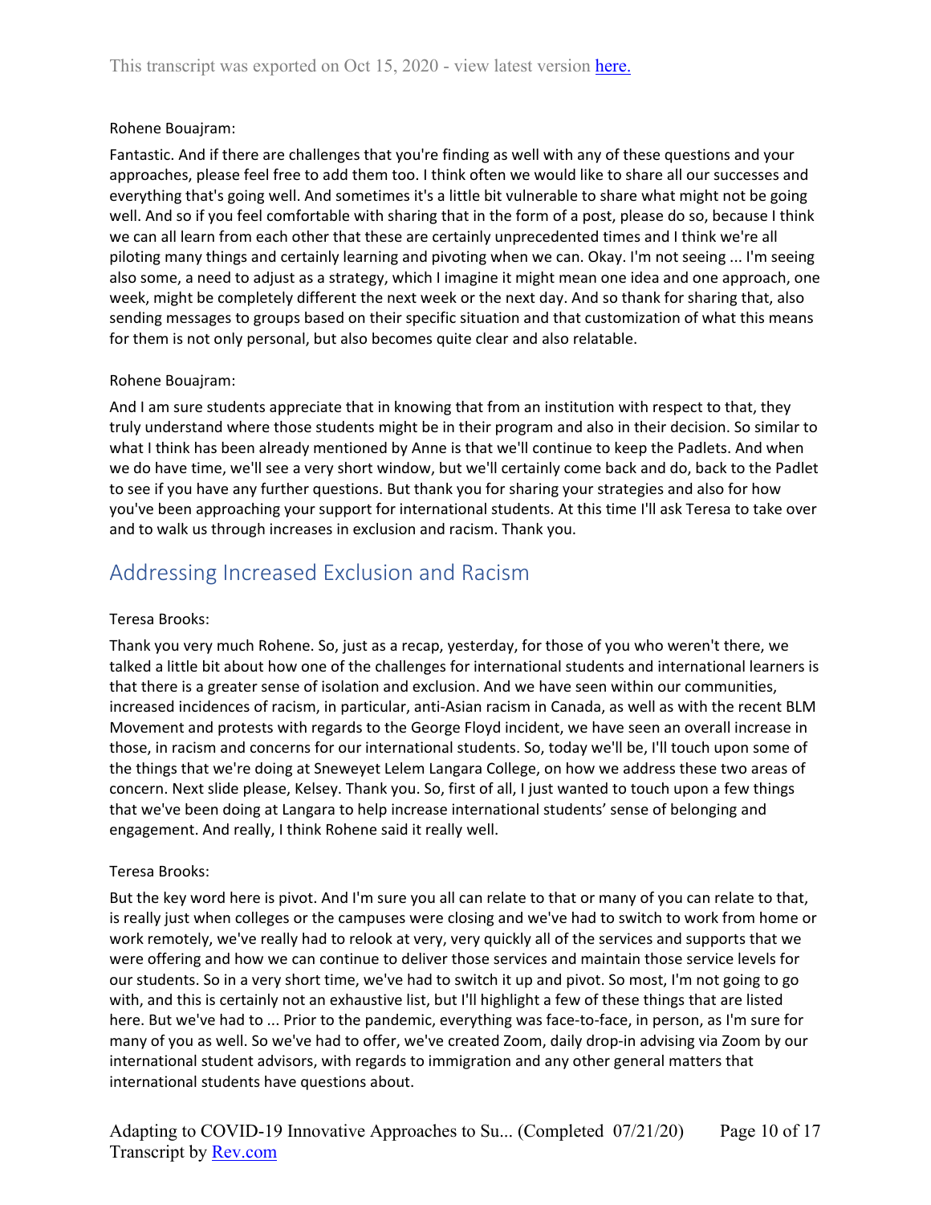Rohene Bouajram:

Fantastic. And if there are challenges that you're finding as well with any of these questions and your approaches, please feel free to add them too. I think often we would like to share all our successes and everything that's going well. And sometimes it's a little bit vulnerable to share what might not be going well. And so if you feel comfortable with sharing that in the form of a post, please do so, because I think we can all learn from each other that these are certainly unprecedented times and I think we're all piloting many things and certainly learning and pivoting when we can. Okay. I'm not seeing ... I'm seeing also some, a need to adjust as a strategy, which I imagine it might mean one idea and one approach, one week, might be completely different the next week or the next day. And so thank for sharing that, also sending messages to groups based on their specific situation and that customization of what this means for them is not only personal, but also becomes quite clear and also relatable.

Rohene Bouajram:

And I am sure students appreciate that in knowing that from an institution with respect to that, they truly understand where those students might be in their program and also in their decision. So similar to what I think has been already mentioned by Anne is that we'll continue to keep the Padlets. And when we do have time, we'll see a very short window, but we'll certainly come back and do, back to the Padlet to see if you have any further questions. But thank you for sharing your strategies and also for how you've been approaching your support for international students. At this time I'll ask Teresa to take over and to walk us through increases in exclusion and racism. Thank you.

## Addressing Increased Exclusion and Racism

Teresa Brooks:

Thank you very much Rohene. So, just as a recap, yesterday, for those of you who weren't there, we talked a little bit about how one of the challenges for international students and international learners is that there is a greater sense of isolation and exclusion. And we have seen within our communities, increased incidences of racism, in particular, anti-Asian racism in Canada, as well as with the recent BLM Movement and protests with regards to the George Floyd incident, we have seen an overall increase in those, in racism and concerns for our international students. So, today we'll be, I'll touch upon some of the things that we're doing at Sneweyet Lelem Langara College, on how we address these two areas of concern. Next slide please, Kelsey. Thank you. So, first of all, I just wanted to touch upon a few things that we've been doing at Langara to help increase international students' sense of belonging and engagement. And really, I think Rohene said it really well.

Teresa Brooks:

But the key word here is pivot. And I'm sure you all can relate to that or many of you can relate to that, is really just when colleges or the campuses were closing and we've had to switch to work from home or work remotely, we've really had to relook at very, very quickly all of the services and supports that we were offering and how we can continue to deliver those services and maintain those service levels for our students. So in a very short time, we've had to switch it up and pivot. So most, I'm not going to go with, and this is certainly not an exhaustive list, but I'll highlight a few of these things that are listed here. But we've had to ... Prior to the pandemic, everything was face-to-face, in person, as I'm sure for many of you as well. So we've had to offer, we've created Zoom, daily drop-in advising via Zoom by our international student advisors, with regards to immigration and any other general matters that international students have questions about.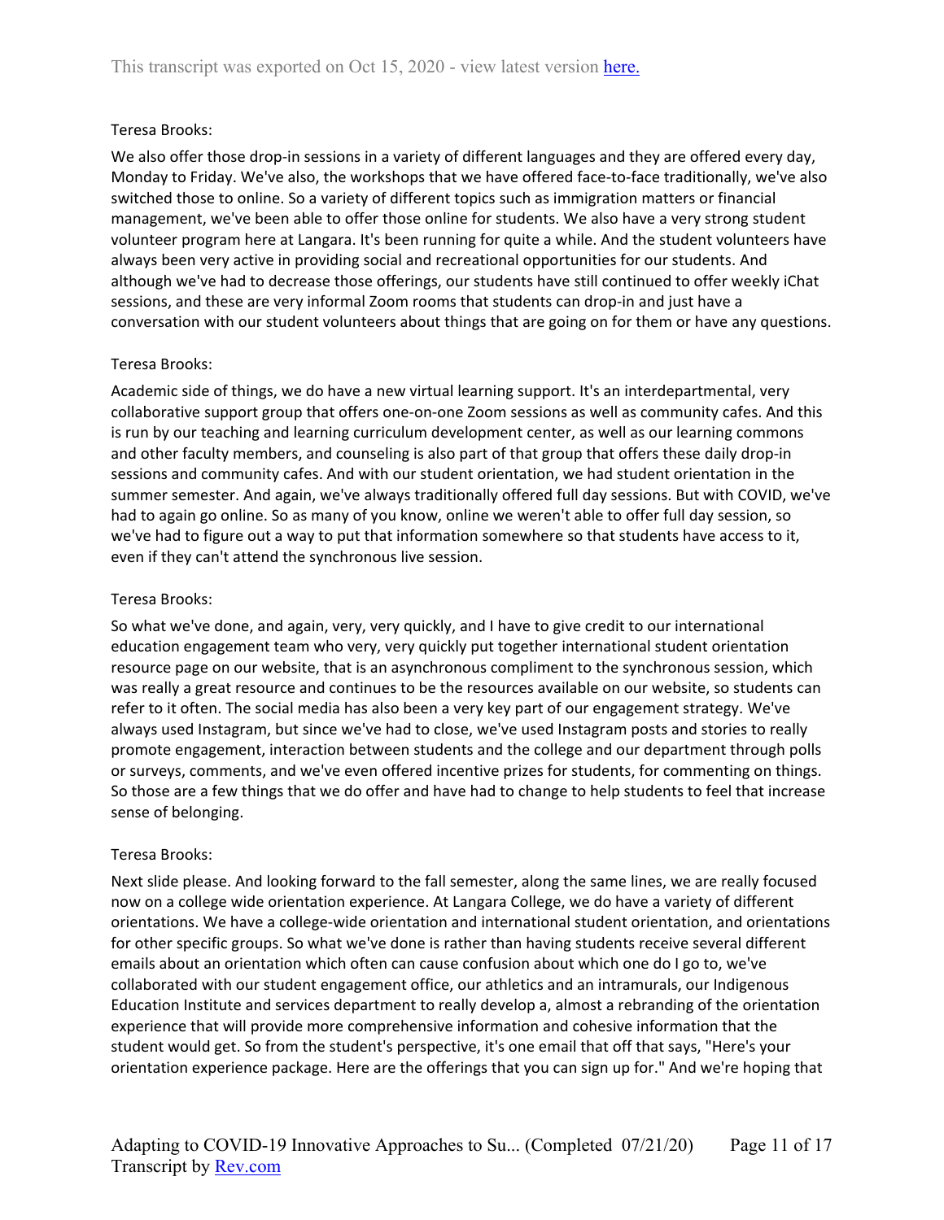Teresa Brooks:

We also offer those drop-in sessions in a variety of different languages and they are offered every day, Monday to Friday. We've also, the workshops that we have offered face-to-face traditionally, we've also switched those to online. So a variety of different topics such as immigration matters or financial management, we've been able to offer those online for students. We also have a very strong student volunteer program here at Langara. It's been running for quite a while. And the student volunteers have always been very active in providing social and recreational opportunities for our students. And although we've had to decrease those offerings, our students have still continued to offer weekly iChat sessions, and these are very informal Zoom rooms that students can drop-in and just have a conversation with our student volunteers about things that are going on for them or have any questions.

Teresa Brooks:

Academic side of things, we do have a new virtual learning support. It's an interdepartmental, very collaborative support group that offers one-on-one Zoom sessions as well as community cafes. And this is run by our teaching and learning curriculum development center, as well as our learning commons and other faculty members, and counseling is also part of that group that offers these daily drop-in sessions and community cafes. And with our student orientation, we had student orientation in the summer semester. And again, we've always traditionally offered full day sessions. But with COVID, we've had to again go online. So as many of you know, online we weren't able to offer full day session, so we've had to figure out a way to put that information somewhere so that students have access to it, even if they can't attend the synchronous live session.

Teresa Brooks:

So what we've done, and again, very, very quickly, and I have to give credit to our international education engagement team who very, very quickly put together international student orientation resource page on our website, that is an asynchronous compliment to the synchronous session, which was really a great resource and continues to be the resources available on our website, so students can refer to it often. The social media has also been a very key part of our engagement strategy. We've always used Instagram, but since we've had to close, we've used Instagram posts and stories to really promote engagement, interaction between students and the college and our department through polls or surveys, comments, and we've even offered incentive prizes for students, for commenting on things. So those are a few things that we do offer and have had to change to help students to feel that increase sense of belonging.

Teresa Brooks:

Next slide please. And looking forward to the fall semester, along the same lines, we are really focused now on a college wide orientation experience. At Langara College, we do have a variety of different orientations. We have a college-wide orientation and international student orientation, and orientations for other specific groups. So what we've done is rather than having students receive several different emails about an orientation which often can cause confusion about which one do I go to, we've collaborated with our student engagement office, our athletics and an intramurals, our Indigenous Education Institute and services department to really develop a, almost a rebranding of the orientation experience that will provide more comprehensive information and cohesive information that the student would get. So from the student's perspective, it's one email that off that says, "Here's your orientation experience package. Here are the offerings that you can sign up for." And we're hoping that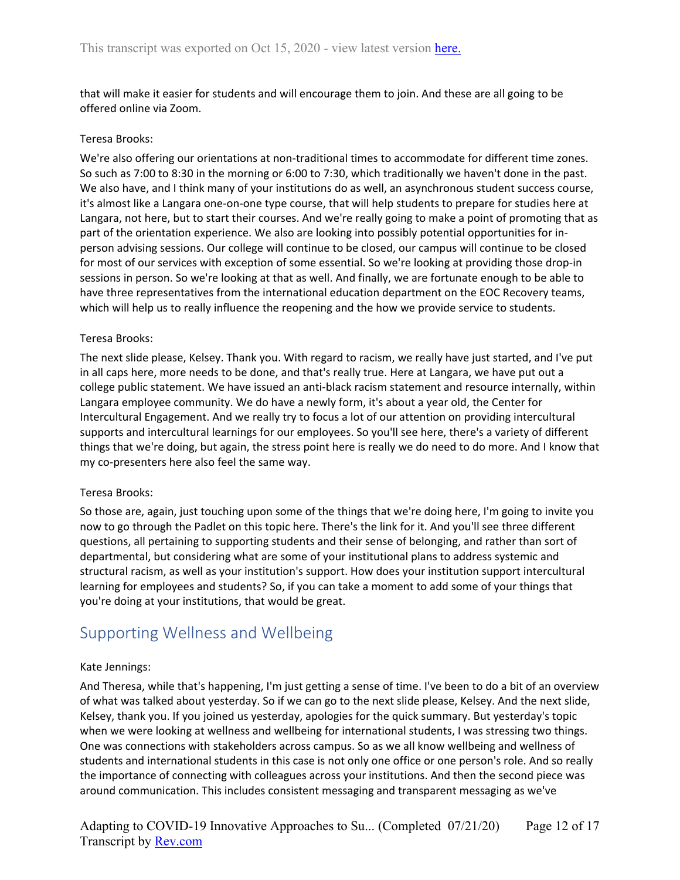that will make it easier for students and will encourage them to join. And these are all going to be offered online via Zoom.

Teresa Brooks:

We're also offering our orientations at non-traditional times to accommodate for different time zones. So such as 7:00 to 8:30 in the morning or 6:00 to 7:30, which traditionally we haven't done in the past. We also have, and I think many of your institutions do as well, an asynchronous student success course, it's almost like a Langara one-on-one type course, that will help students to prepare for studies here at Langara, not here, but to start their courses. And we're really going to make a point of promoting that as part of the orientation experience. We also are looking into possibly potential opportunities for in-person advising sessions. Our college will continue to be closed, our campus will continue to be closed for most of our services with exception of some essential. So we're looking at providing those drop-in sessions in person. So we're looking at that as well. And finally, we are fortunate enough to be able to have three representatives from the international education department on the EOC Recovery teams, which will help us to really influence the reopening and the how we provide service to students.

Teresa Brooks:

The next slide please, Kelsey. Thank you. With regard to racism, we really have just started, and I've put in all caps here, more needs to be done, and that's really true. Here at Langara, we have put out a college public statement. We have issued an anti-black racism statement and resource internally, within Langara employee community. We do have a newly form, it's about a year old, the Center for Intercultural Engagement. And we really try to focus a lot of our attention on providing intercultural supports and intercultural learnings for our employees. So you'll see here, there's a variety of different things that we're doing, but again, the stress point here is really we do need to do more. And I know that my co-presenters here also feel the same way.

Teresa Brooks:

So those are, again, just touching upon some of the things that we're doing here, I'm going to invite you now to go through the Padlet on this topic here. There's the link for it. And you'll see three different questions, all pertaining to supporting students and their sense of belonging, and rather than sort of departmental, but considering what are some of your institutional plans to address systemic and structural racism, as well as your institution's support. How does your institution support intercultural learning for employees and students? So, if you can take a moment to add some of your things that you're doing at your institutions, that would be great.

## Supporting Wellness and Wellbeing

Kate Jennings:

And Theresa, while that's happening, I'm just getting a sense of time. I've been to do a bit of an overview of what was talked about yesterday. So if we can go to the next slide please, Kelsey. And the next slide, Kelsey, thank you. If you joined us yesterday, apologies for the quick summary. But yesterday's topic when we were looking at wellness and wellbeing for international students, I was stressing two things. One was connections with stakeholders across campus. So as we all know wellbeing and wellness of students and international students in this case is not only one office or one person's role. And so really the importance of connecting with colleagues across your institutions. And then the second piece was around communication. This includes consistent messaging and transparent messaging as we've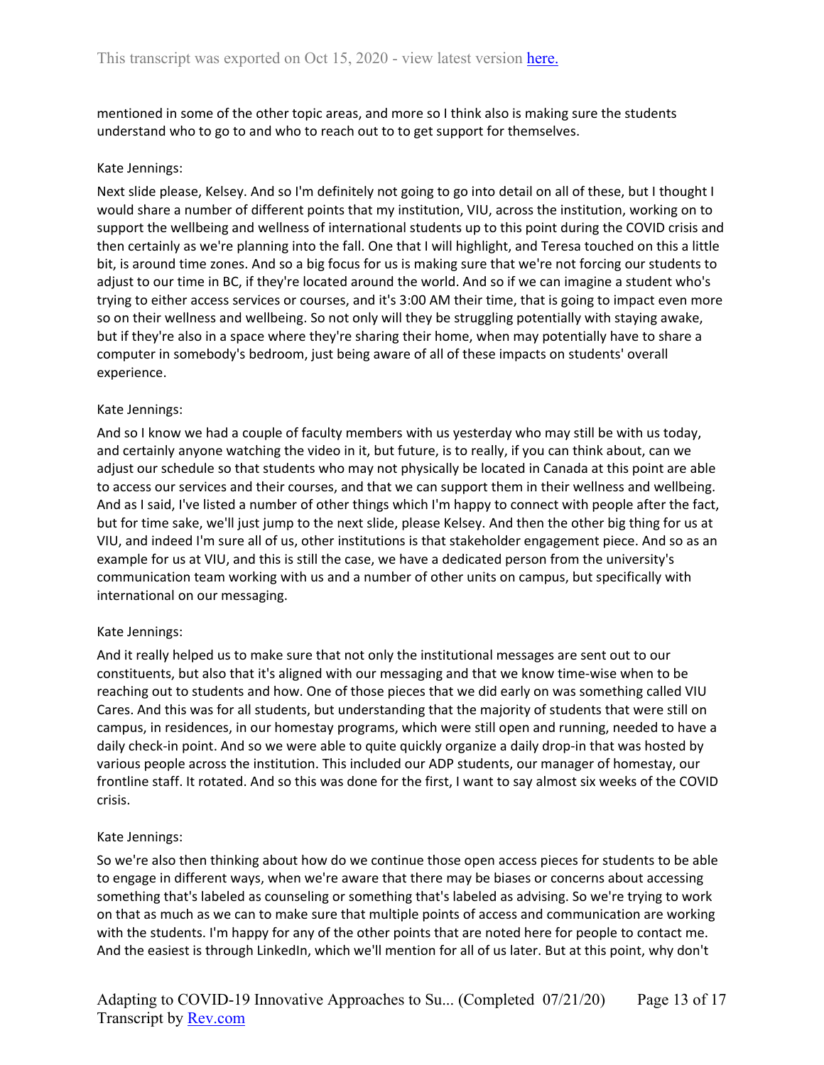mentioned in some of the other topic areas, and more so I think also is making sure the students understand who to go to and who to reach out to to get support for themselves.

Kate Jennings:

Next slide please, Kelsey. And so I'm definitely not going to go into detail on all of these, but I thought I would share a number of different points that my institution, VIU, across the institution, working on to support the wellbeing and wellness of international students up to this point during the COVID crisis and then certainly as we're planning into the fall. One that I will highlight, and Teresa touched on this a little bit, is around time zones. And so a big focus for us is making sure that we're not forcing our students to adjust to our time in BC, if they're located around the world. And so if we can imagine a student who's trying to either access services or courses, and it's 3:00 AM their time, that is going to impact even more so on their wellness and wellbeing. So not only will they be struggling potentially with staying awake, but if they're also in a space where they're sharing their home, when may potentially have to share a computer in somebody's bedroom, just being aware of all of these impacts on students' overall experience.

Kate Jennings:

And so I know we had a couple of faculty members with us yesterday who may still be with us today, and certainly anyone watching the video in it, but future, is to really, if you can think about, can we adjust our schedule so that students who may not physically be located in Canada at this point are able to access our services and their courses, and that we can support them in their wellness and wellbeing. And as I said, I've listed a number of other things which I'm happy to connect with people after the fact, but for time sake, we'll just jump to the next slide, please Kelsey. And then the other big thing for us at VIU, and indeed I'm sure all of us, other institutions is that stakeholder engagement piece. And so as an example for us at VIU, and this is still the case, we have a dedicated person from the university's communication team working with us and a number of other units on campus, but specifically with international on our messaging.

Kate Jennings:

And it really helped us to make sure that not only the institutional messages are sent out to our constituents, but also that it's aligned with our messaging and that we know time-wise when to be reaching out to students and how. One of those pieces that we did early on was something called VIU Cares. And this was for all students, but understanding that the majority of students that were still on campus, in residences, in our homestay programs, which were still open and running, needed to have a daily check-in point. And so we were able to quite quickly organize a daily drop-in that was hosted by various people across the institution. This included our ADP students, our manager of homestay, our frontline staff. It rotated. And so this was done for the first, I want to say almost six weeks of the COVID crisis.

Kate Jennings:

So we're also then thinking about how do we continue those open access pieces for students to be able to engage in different ways, when we're aware that there may be biases or concerns about accessing something that's labeled as counseling or something that's labeled as advising. So we're trying to work on that as much as we can to make sure that multiple points of access and communication are working with the students. I'm happy for any of the other points that are noted here for people to contact me. And the easiest is through LinkedIn, which we'll mention for all of us later. But at this point, why don't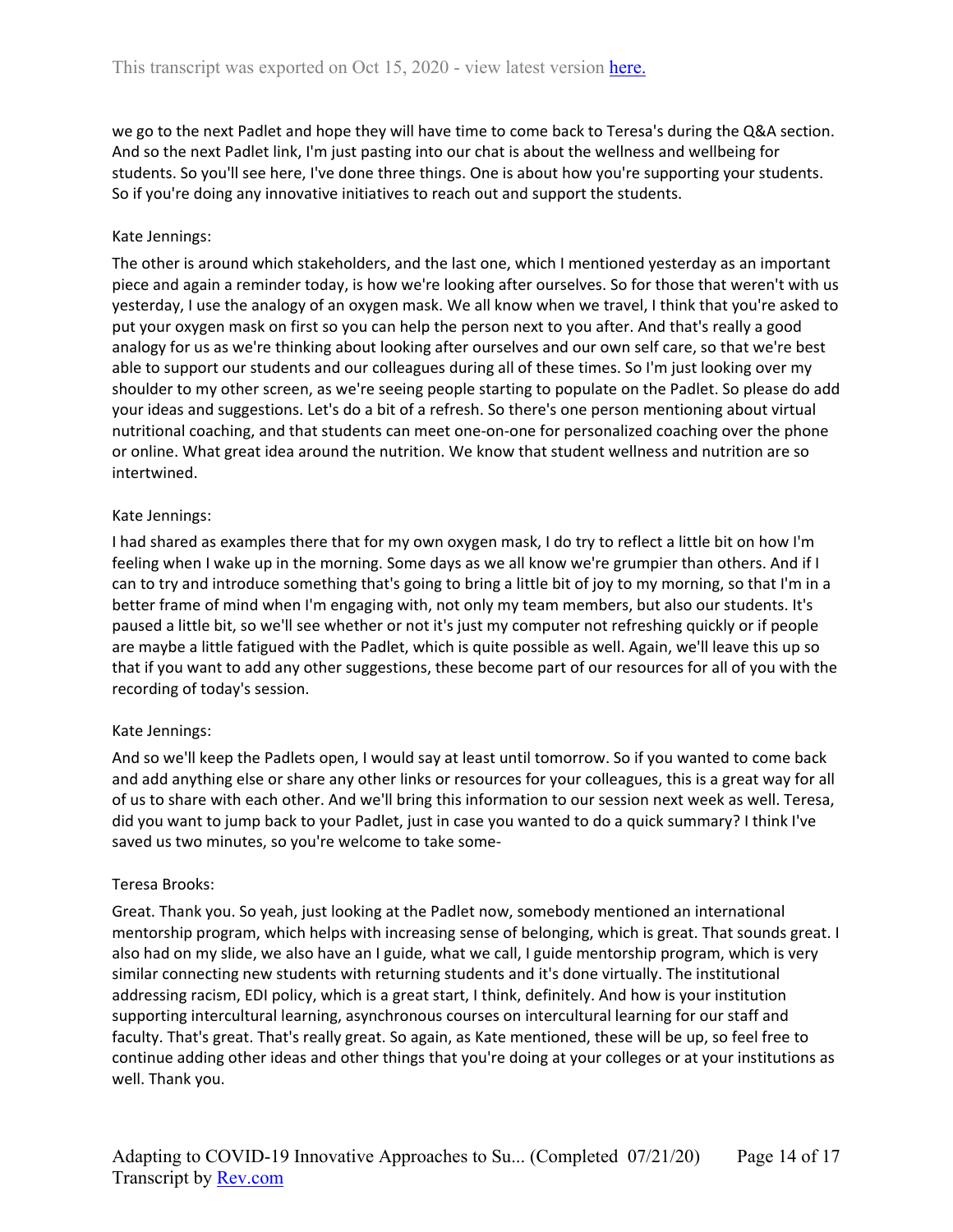we go to the next Padlet and hope they will have time to come back to Teresa's during the Q&A section. And so the next Padlet link, I'm just pasting into our chat is about the wellness and wellbeing for students. So you'll see here, I've done three things. One is about how you're supporting your students. So if you're doing any innovative initiatives to reach out and support the students.

Kate Jennings:

The other is around which stakeholders, and the last one, which I mentioned yesterday as an important piece and again a reminder today, is how we're looking after ourselves. So for those that weren't with us yesterday, I use the analogy of an oxygen mask. We all know when we travel, I think that you're asked to put your oxygen mask on first so you can help the person next to you after. And that's really a good analogy for us as we're thinking about looking after ourselves and our own self care, so that we're best able to support our students and our colleagues during all of these times. So I'm just looking over my shoulder to my other screen, as we're seeing people starting to populate on the Padlet. So please do add your ideas and suggestions. Let's do a bit of a refresh. So there's one person mentioning about virtual nutritional coaching, and that students can meet one-on-one for personalized coaching over the phone or online. What great idea around the nutrition. We know that student wellness and nutrition are so intertwined.

Kate Jennings:

I had shared as examples there that for my own oxygen mask, I do try to reflect a little bit on how I'm feeling when I wake up in the morning. Some days as we all know we're grumpier than others. And if I can to try and introduce something that's going to bring a little bit of joy to my morning, so that I'm in a better frame of mind when I'm engaging with, not only my team members, but also our students. It's paused a little bit, so we'll see whether or not it's just my computer not refreshing quickly or if people are maybe a little fatigued with the Padlet, which is quite possible as well. Again, we'll leave this up so that if you want to add any other suggestions, these become part of our resources for all of you with the recording of today's session.

Kate Jennings:

And so we'll keep the Padlets open, I would say at least until tomorrow. So if you wanted to come back and add anything else or share any other links or resources for your colleagues, this is a great way for all of us to share with each other. And we'll bring this information to our session next week as well. Teresa, did you want to jump back to your Padlet, just in case you wanted to do a quick summary? I think I've saved us two minutes, so you're welcome to take some-

Teresa Brooks:

Great. Thank you. So yeah, just looking at the Padlet now, somebody mentioned an international mentorship program, which helps with increasing sense of belonging, which is great. That sounds great. I also had on my slide, we also have an I guide, what we call, I guide mentorship program, which is very similar connecting new students with returning students and it's done virtually. The institutional addressing racism, EDI policy, which is a great start, I think, definitely. And how is your institution supporting intercultural learning, asynchronous courses on intercultural learning for our staff and faculty. That's great. That's really great. So again, as Kate mentioned, these will be up, so feel free to continue adding other ideas and other things that you're doing at your colleges or at your institutions as well. Thank you.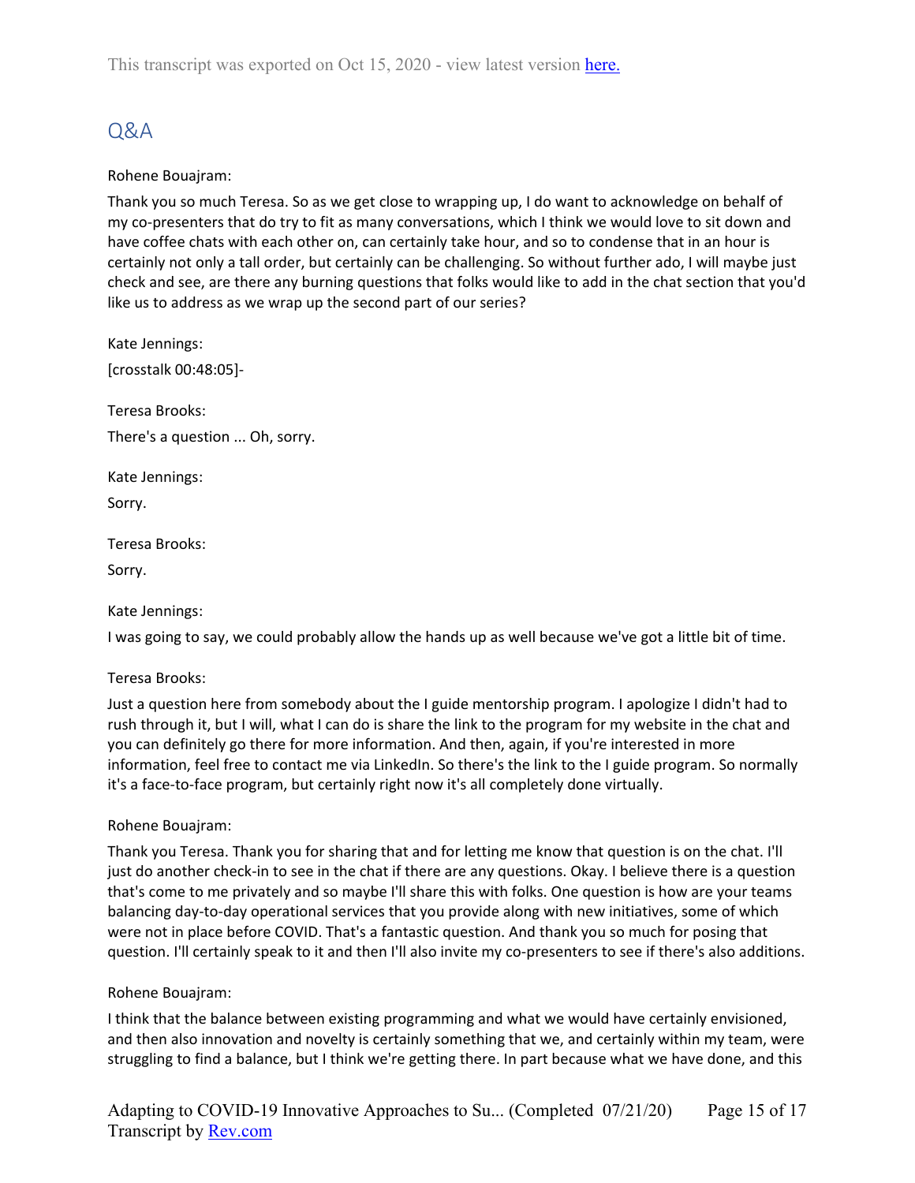## Q&A

Rohene Bouajram:

Thank you so much Teresa. So as we get close to wrapping up, I do want to acknowledge on behalf of my co-presenters that do try to fit as many conversations, which I think we would love to sit down and have coffee chats with each other on, can certainly take hour, and so to condense that in an hour is certainly not only a tall order, but certainly can be challenging. So without further ado, I will maybe just check and see, are there any burning questions that folks would like to add in the chat section that you'd like us to address as we wrap up the second part of our series?

Kate Jennings:

[crosstalk 00:48:05]-

Teresa Brooks:

There's a question ... Oh, sorry.

Kate Jennings:

Sorry.

Teresa Brooks:

Sorry.

Kate Jennings:

I was going to say, we could probably allow the hands up as well because we've got a little bit of time.

Teresa Brooks:

Just a question here from somebody about the I guide mentorship program. I apologize I didn't had to rush through it, but I will, what I can do is share the link to the program for my website in the chat and you can definitely go there for more information. And then, again, if you're interested in more information, feel free to contact me via LinkedIn. So there's the link to the I guide program. So normally it's a face-to-face program, but certainly right now it's all completely done virtually.

Rohene Bouajram:

Thank you Teresa. Thank you for sharing that and for letting me know that question is on the chat. I'll just do another check-in to see in the chat if there are any questions. Okay. I believe there is a question that's come to me privately and so maybe I'll share this with folks. One question is how are your teams balancing day-to-day operational services that you provide along with new initiatives, some of which were not in place before COVID. That's a fantastic question. And thank you so much for posing that question. I'll certainly speak to it and then I'll also invite my co-presenters to see if there's also additions.

Rohene Bouajram:

I think that the balance between existing programming and what we would have certainly envisioned, and then also innovation and novelty is certainly something that we, and certainly within my team, were struggling to find a balance, but I think we're getting there. In part because what we have done, and this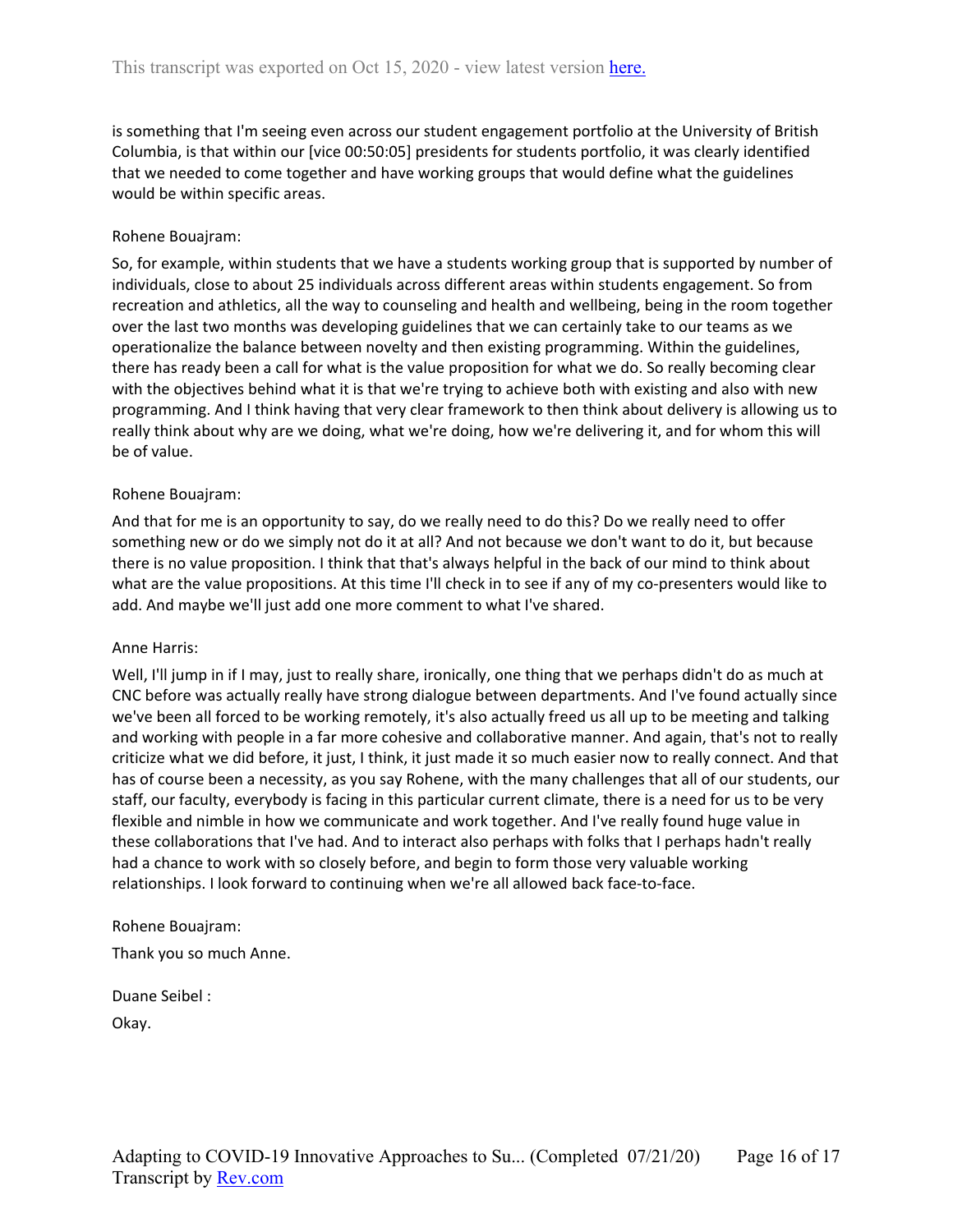is something that I'm seeing even across our student engagement portfolio at the University of British Columbia, is that within our [vice 00:50:05] presidents for students portfolio, it was clearly identified that we needed to come together and have working groups that would define what the guidelines would be within specific areas.

Rohene Bouajram:

So, for example, within students that we have a students working group that is supported by number of individuals, close to about 25 individuals across different areas within students engagement. So from recreation and athletics, all the way to counseling and health and wellbeing, being in the room together over the last two months was developing guidelines that we can certainly take to our teams as we operationalize the balance between novelty and then existing programming. Within the guidelines, there has ready been a call for what is the value proposition for what we do. So really becoming clear with the objectives behind what it is that we're trying to achieve both with existing and also with new programming. And I think having that very clear framework to then think about delivery is allowing us to really think about why are we doing, what we're doing, how we're delivering it, and for whom this will be of value.

Rohene Bouajram:

And that for me is an opportunity to say, do we really need to do this? Do we really need to offer something new or do we simply not do it at all? And not because we don't want to do it, but because there is no value proposition. I think that that's always helpful in the back of our mind to think about what are the value propositions. At this time I'll check in to see if any of my co-presenters would like to add. And maybe we'll just add one more comment to what I've shared.

Anne Harris:

Well, I'll jump in if I may, just to really share, ironically, one thing that we perhaps didn't do as much at CNC before was actually really have strong dialogue between departments. And I've found actually since we've been all forced to be working remotely, it's also actually freed us all up to be meeting and talking and working with people in a far more cohesive and collaborative manner. And again, that's not to really criticize what we did before, it just, I think, it just made it so much easier now to really connect. And that has of course been a necessity, as you say Rohene, with the many challenges that all of our students, our staff, our faculty, everybody is facing in this particular current climate, there is a need for us to be very flexible and nimble in how we communicate and work together. And I've really found huge value in these collaborations that I've had. And to interact also perhaps with folks that I perhaps hadn't really had a chance to work with so closely before, and begin to form those very valuable working relationships. I look forward to continuing when we're all allowed back face-to-face.

Rohene Bouajram:

Thank you so much Anne.

Duane Seibel :

Okay.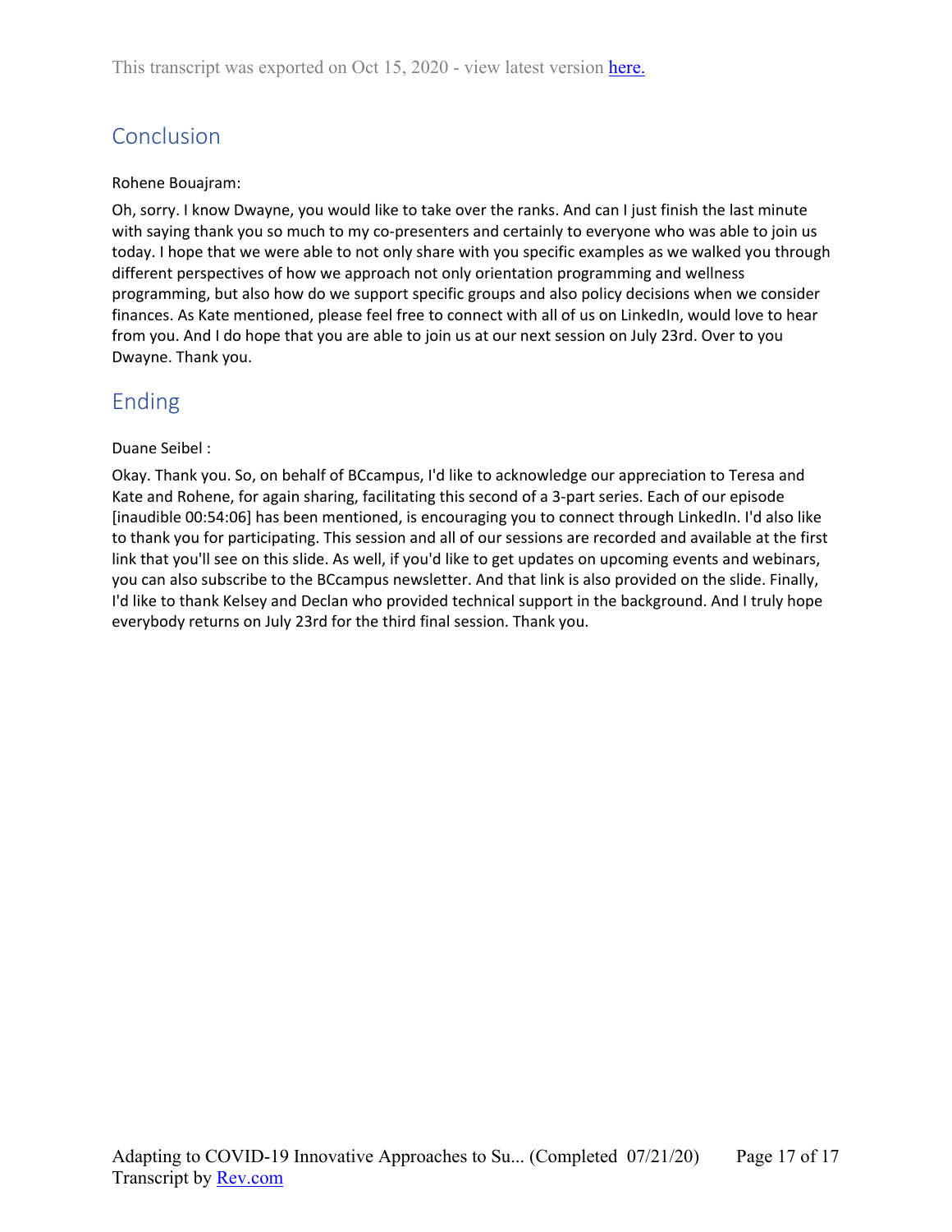## Conclusion

Rohene Bouajram:

Oh, sorry. I know Dwayne, you would like to take over the ranks. And can I just finish the last minute with saying thank you so much to my co-presenters and certainly to everyone who was able to join us today. I hope that we were able to not only share with you specific examples as we walked you through different perspectives of how we approach not only orientation programming and wellness programming, but also how do we support specific groups and also policy decisions when we consider finances. As Kate mentioned, please feel free to connect with all of us on LinkedIn, would love to hear from you. And I do hope that you are able to join us at our next session on July 23rd. Over to you Dwayne. Thank you.

## Ending

Duane Seibel :

Okay. Thank you. So, on behalf of BCcampus, I'd like to acknowledge our appreciation to Teresa and Kate and Rohene, for again sharing, facilitating this second of a 3-part series. Each of our episode [inaudible 00:54:06] has been mentioned, is encouraging you to connect through LinkedIn. I'd also like to thank you for participating. This session and all of our sessions are recorded and available at the first link that you'll see on this slide. As well, if you'd like to get updates on upcoming events and webinars, you can also subscribe to the BCcampus newsletter. And that link is also provided on the slide. Finally, I'd like to thank Kelsey and Declan who provided technical support in the background. And I truly hope everybody returns on July 23rd for the third final session. Thank you.